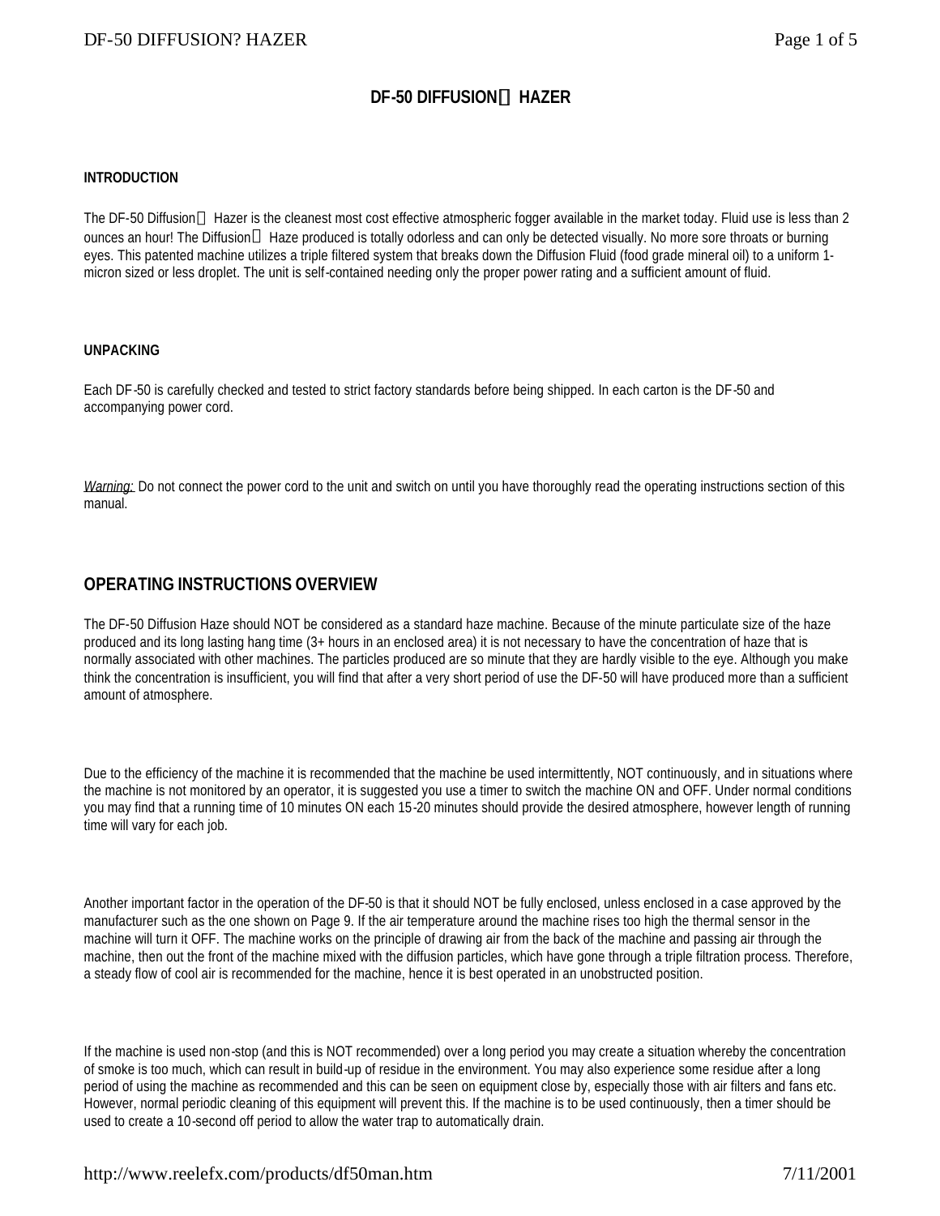# DF-50 DIFFUSION HAZER

#### INTRODUCTION

The DF-50 Diffusion Hazer is the cleanest most cost effective atmospheric fogger available in the market today. Fluid use is less than 2 ounces an hour! The Diffusion Haze produced is totally odorless and can only be detected visually. No more sore throats or burning eyes. This patented machine utilizes a triple filtered system that breaks down the Diffusion Fluid (food grade mineral oil) to a uniform 1-micron sized or less droplet. The unit is self-contained needing only the proper power rating and a sufficient amount of fluid.

#### UNPACKING

Each DF-50 is carefully checked and tested to strict factory standards before being shipped. In each carton is the DF-50 and accompanying power cord.

*Warning:* Do not connect the power cord to the unit and switch on until you have thoroughly read the operating instructions section of this manual.

## OPERATING INSTRUCTIONS OVERVIEW

The DF-50 Diffusion Haze should NOT be considered as a standard haze machine. Because of the minute particulate size of the haze produced and its long lasting hang time (3+ hours in an enclosed area) it is not necessary to have the concentration of haze that is normally associated with other machines. The particles produced are so minute that they are hardly visible to the eye. Although you make think the concentration is insufficient, you will find that after a very short period of use the DF-50 will have produced more than a sufficient amount of atmosphere.

Due to the efficiency of the machine it is recommended that the machine be used intermittently, NOT continuously, and in situations where the machine is not monitored by an operator, it is suggested you use a timer to switch the machine ON and OFF. Under normal conditions you may find that a running time of 10 minutes ON each 15-20 minutes should provide the desired atmosphere, however length of running time will vary for each job.

Another important factor in the operation of the DF-50 is that it should NOT be fully enclosed, unless enclosed in a case approved by the manufacturer such as the one shown on Page 9. If the air temperature around the machine rises too high the thermal sensor in the machine will turn it OFF. The machine works on the principle of drawing air from the back of the machine and passing air through the machine, then out the front of the machine mixed with the diffusion particles, which have gone through a triple filtration process. Therefore, a steady flow of cool air is recommended for the machine, hence it is best operated in an unobstructed position.

If the machine is used non-stop (and this is NOT recommended) over a long period you may create a situation whereby the concentration of smoke is too much, which can result in build-up of residue in the environment. You may also experience some residue after a long period of using the machine as recommended and this can be seen on equipment close by, especially those with air filters and fans etc. However, normal periodic cleaning of this equipment will prevent this. If the machine is to be used continuously, then a timer should be used to create a 10-second off period to allow the water trap to automatically drain.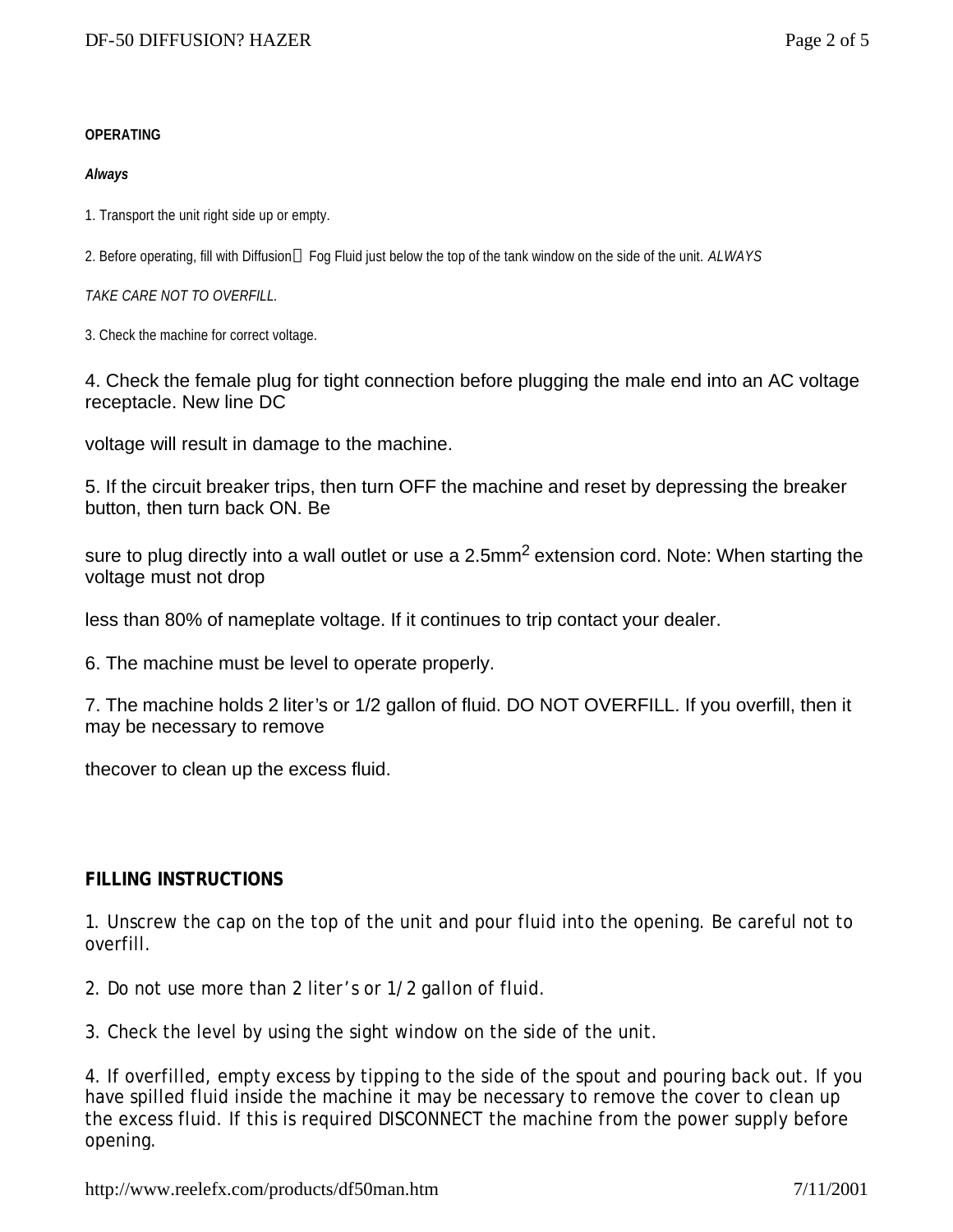**OPERATING**

***Always***

1. Transport the unit right side up or empty.

2. Before operating, fill with Diffusion Fog Fluid just below the top of the tank window on the side of the unit. *ALWAYS TAKE CARE NOT TO OVERFILL.*

3. Check the machine for correct voltage.

4. Check the female plug for tight connection before plugging the male end into an AC voltage receptacle. New line DC voltage will result in damage to the machine.

5. If the circuit breaker trips, then turn OFF the machine and reset by depressing the breaker button, then turn back ON. Be sure to plug directly into a wall outlet or use a 2.5mm$^2$ extension cord. Note: When starting the voltage must not drop less than 80% of nameplate voltage. If it continues to trip contact your dealer.

6. The machine must be level to operate properly.

7. The machine holds 2 liter's or 1/2 gallon of fluid. DO NOT OVERFILL. If you overfill, then it may be necessary to remove thecover to clean up the excess fluid.

**FILLING INSTRUCTIONS**

1. Unscrew the cap on the top of the unit and pour fluid into the opening. Be careful not to overfill.

2. Do not use more than 2 liter's or 1/2 gallon of fluid.

3. Check the level by using the sight window on the side of the unit.

4. If overfilled, empty excess by tipping to the side of the spout and pouring back out. If you have spilled fluid inside the machine it may be necessary to remove the cover to clean up the excess fluid. If this is required DISCONNECT the machine from the power supply before opening.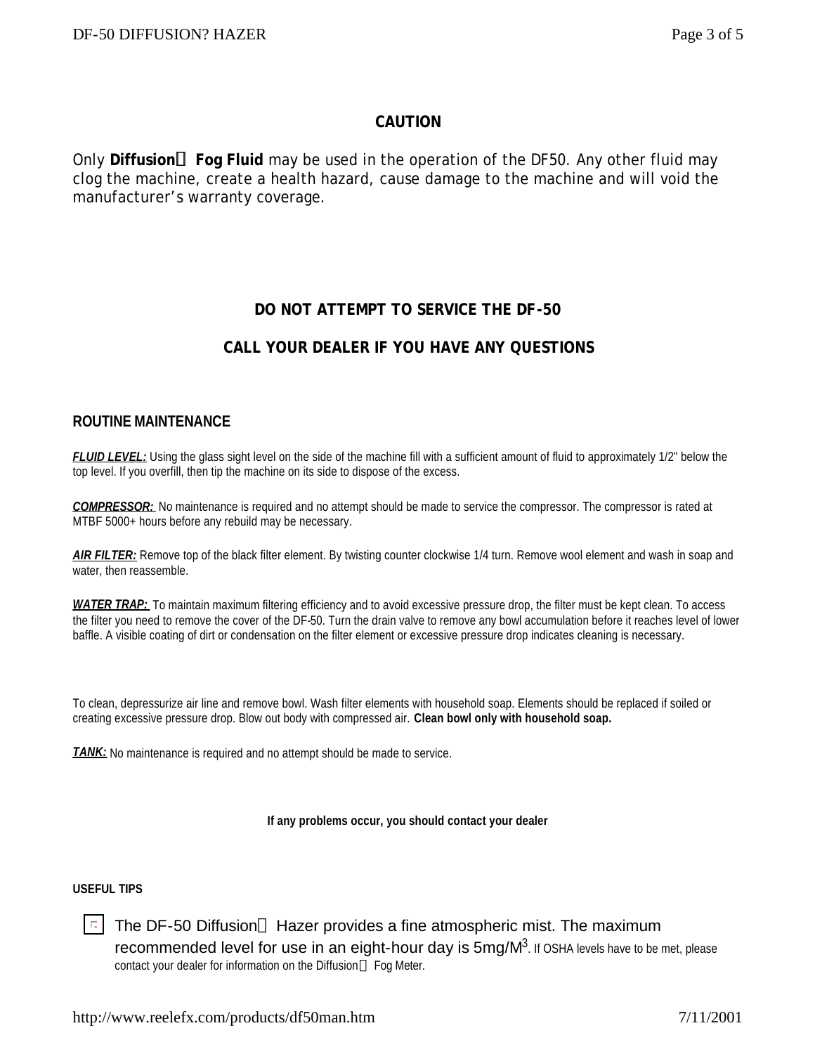**CAUTION**

Only **Diffusion Fog Fluid** may be used in the operation of the DF50. Any other fluid may clog the machine, create a health hazard, cause damage to the machine and will void the manufacturer's warranty coverage.

**DO NOT ATTEMPT TO SERVICE THE DF-50**

**CALL YOUR DEALER IF YOU HAVE ANY QUESTIONS**

## ROUTINE MAINTENANCE

***FLUID LEVEL:*** Using the glass sight level on the side of the machine fill with a sufficient amount of fluid to approximately 1/2" below the top level. If you overfill, then tip the machine on its side to dispose of the excess.

***COMPRESSOR:*** No maintenance is required and no attempt should be made to service the compressor. The compressor is rated at MTBF 5000+ hours before any rebuild may be necessary.

***AIR FILTER:*** Remove top of the black filter element. By twisting counter clockwise 1/4 turn. Remove wool element and wash in soap and water, then reassemble.

***WATER TRAP:*** To maintain maximum filtering efficiency and to avoid excessive pressure drop, the filter must be kept clean. To access the filter you need to remove the cover of the DF-50. Turn the drain valve to remove any bowl accumulation before it reaches level of lower baffle. A visible coating of dirt or condensation on the filter element or excessive pressure drop indicates cleaning is necessary.

To clean, depressurize air line and remove bowl. Wash filter elements with household soap. Elements should be replaced if soiled or creating excessive pressure drop. Blow out body with compressed air. **Clean bowl only with household soap.**

***TANK:*** No maintenance is required and no attempt should be made to service.

**If any problems occur, you should contact your dealer**

**USEFUL TIPS**

- The DF-50 Diffusion Hazer provides a fine atmospheric mist. The maximum recommended level for use in an eight-hour day is 5mg/M$^3$. If OSHA levels have to be met, please contact your dealer for information on the Diffusion Fog Meter.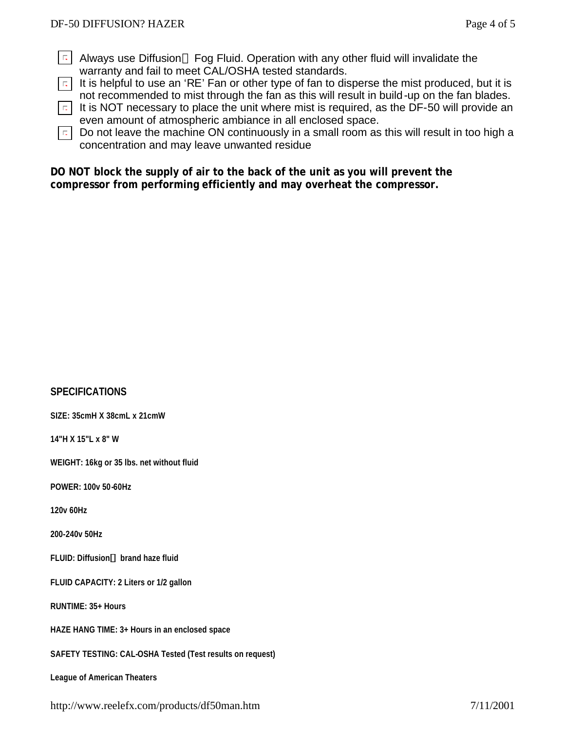- Always use Diffusion Fog Fluid. Operation with any other fluid will invalidate the warranty and fail to meet CAL/OSHA tested standards.
- It is helpful to use an 'RE' Fan or other type of fan to disperse the mist produced, but it is not recommended to mist through the fan as this will result in build-up on the fan blades.
- It is NOT necessary to place the unit where mist is required, as the DF-50 will provide an even amount of atmospheric ambiance in all enclosed space.
- Do not leave the machine ON continuously in a small room as this will result in too high a concentration and may leave unwanted residue

**DO NOT block the supply of air to the back of the unit as you will prevent the compressor from performing efficiently and may overheat the compressor.**

**SPECIFICATIONS**

**SIZE: 35cmH X 38cmL x 21cmW**

**14"H X 15"L x 8" W**

**WEIGHT: 16kg or 35 lbs. net without fluid**

**POWER: 100v 50-60Hz**

**120v 60Hz**

**200-240v 50Hz**

**FLUID: Diffusion brand haze fluid**

**FLUID CAPACITY: 2 Liters or 1/2 gallon**

**RUNTIME: 35+ Hours**

**HAZE HANG TIME: 3+ Hours in an enclosed space**

**SAFETY TESTING: CAL-OSHA Tested (Test results on request)**

**League of American Theaters**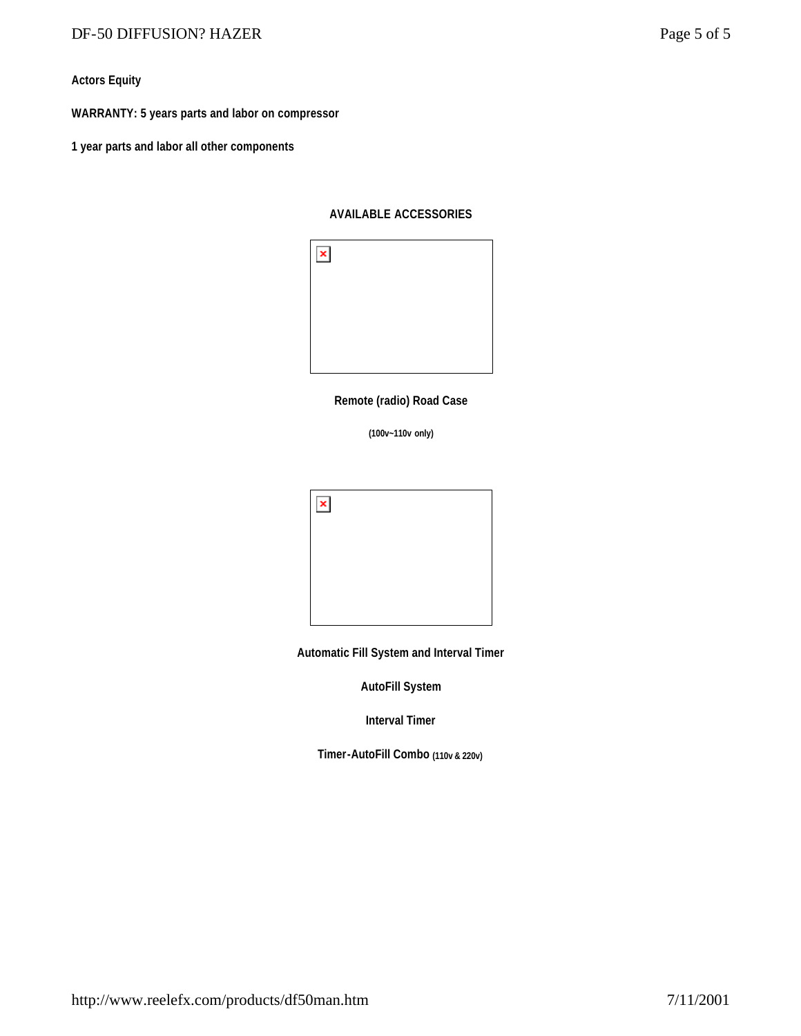**Actors Equity**

**WARRANTY: 5 years parts and labor on compressor**

**1 year parts and labor all other components**

**AVAILABLE ACCESSORIES**

**Remote (radio) Road Case**

**(100v~110v only)**

**Automatic Fill System and Interval Timer**

**AutoFill System**

**Interval Timer**

**Timer-AutoFill Combo (110v & 220v)**